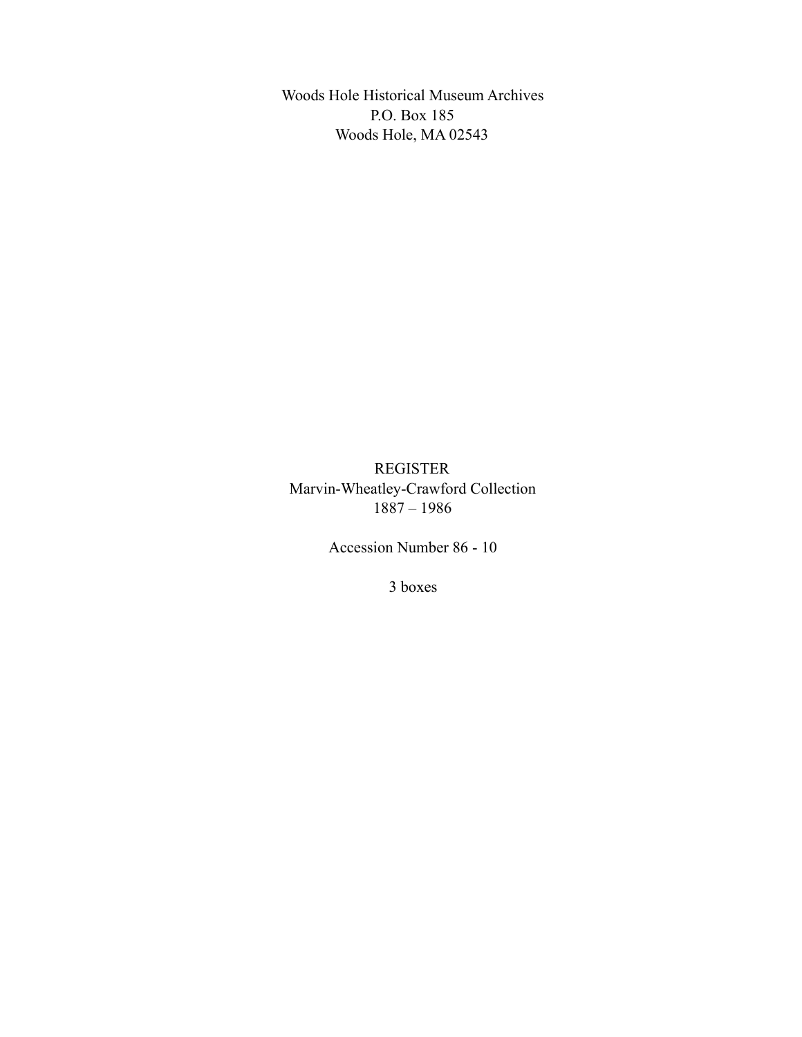Woods Hole Historical Museum Archives
P.O. Box 185
Woods Hole, MA 02543

# REGISTER

## Marvin-Wheatley-Crawford Collection

1887 – 1986

Accession Number 86 - 10

3 boxes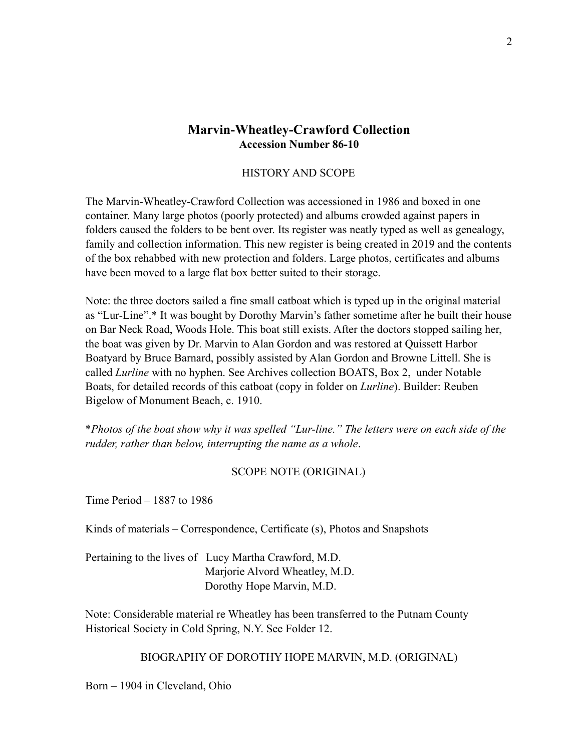# Marvin-Wheatley-Crawford Collection

**Accession Number 86-10**

HISTORY AND SCOPE

The Marvin-Wheatley-Crawford Collection was accessioned in 1986 and boxed in one container. Many large photos (poorly protected) and albums crowded against papers in folders caused the folders to be bent over. Its register was neatly typed as well as genealogy, family and collection information. This new register is being created in 2019 and the contents of the box rehabbed with new protection and folders. Large photos, certificates and albums have been moved to a large flat box better suited to their storage.

Note: the three doctors sailed a fine small catboat which is typed up in the original material as "Lur-Line".* It was bought by Dorothy Marvin's father sometime after he built their house on Bar Neck Road, Woods Hole. This boat still exists. After the doctors stopped sailing her, the boat was given by Dr. Marvin to Alan Gordon and was restored at Quissett Harbor Boatyard by Bruce Barnard, possibly assisted by Alan Gordon and Browne Littell. She is called *Lurline* with no hyphen. See Archives collection BOATS, Box 2, under Notable Boats, for detailed records of this catboat (copy in folder on *Lurline*). Builder: Reuben Bigelow of Monument Beach, c. 1910.

**Photos of the boat show why it was spelled "Lur-line." The letters were on each side of the rudder, rather than below, interrupting the name as a whole*.

SCOPE NOTE (ORIGINAL)

Time Period – 1887 to 1986

Kinds of materials – Correspondence, Certificate (s), Photos and Snapshots

Pertaining to the lives of Lucy Martha Crawford, M.D.
Marjorie Alvord Wheatley, M.D.
Dorothy Hope Marvin, M.D.

Note: Considerable material re Wheatley has been transferred to the Putnam County Historical Society in Cold Spring, N.Y. See Folder 12.

BIOGRAPHY OF DOROTHY HOPE MARVIN, M.D. (ORIGINAL)

Born – 1904 in Cleveland, Ohio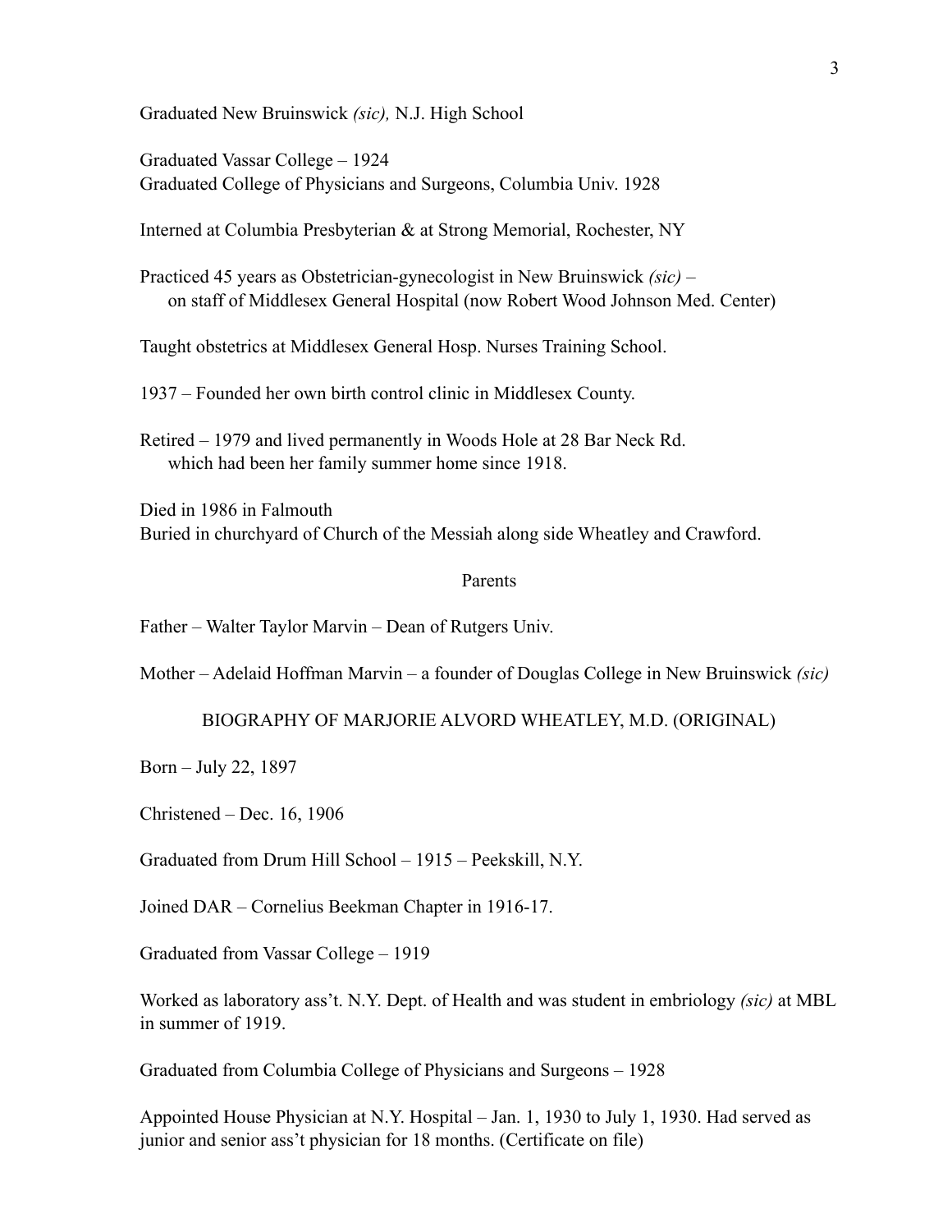Graduated New Bruinswick *(sic),* N.J. High School

Graduated Vassar College – 1924
Graduated College of Physicians and Surgeons, Columbia Univ. 1928

Interned at Columbia Presbyterian & at Strong Memorial, Rochester, NY

Practiced 45 years as Obstetrician-gynecologist in New Bruinswick *(sic)* –
on staff of Middlesex General Hospital (now Robert Wood Johnson Med. Center)

Taught obstetrics at Middlesex General Hosp. Nurses Training School.

1937 – Founded her own birth control clinic in Middlesex County.

Retired – 1979 and lived permanently in Woods Hole at 28 Bar Neck Rd.
which had been her family summer home since 1918.

Died in 1986 in Falmouth
Buried in churchyard of Church of the Messiah along side Wheatley and Crawford.

## Parents

Father – Walter Taylor Marvin – Dean of Rutgers Univ.

Mother – Adelaid Hoffman Marvin – a founder of Douglas College in New Bruinswick *(sic)*

## BIOGRAPHY OF MARJORIE ALVORD WHEATLEY, M.D. (ORIGINAL)

Born – July 22, 1897

Christened – Dec. 16, 1906

Graduated from Drum Hill School – 1915 – Peekskill, N.Y.

Joined DAR – Cornelius Beekman Chapter in 1916-17.

Graduated from Vassar College – 1919

Worked as laboratory ass't. N.Y. Dept. of Health and was student in embriology *(sic)* at MBL in summer of 1919.

Graduated from Columbia College of Physicians and Surgeons – 1928

Appointed House Physician at N.Y. Hospital – Jan. 1, 1930 to July 1, 1930. Had served as junior and senior ass't physician for 18 months. (Certificate on file)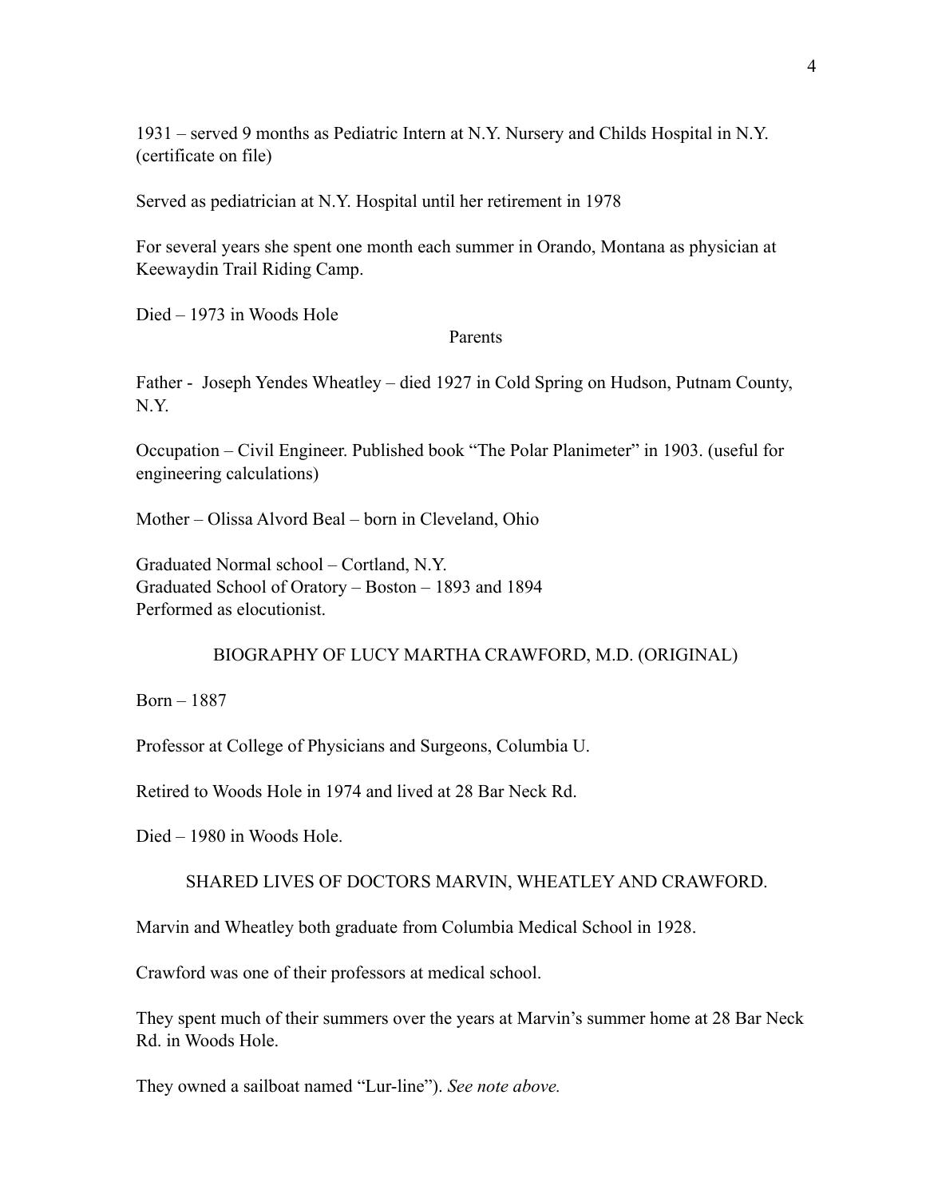1931 – served 9 months as Pediatric Intern at N.Y. Nursery and Childs Hospital in N.Y. (certificate on file)

Served as pediatrician at N.Y. Hospital until her retirement in 1978

For several years she spent one month each summer in Orando, Montana as physician at Keewaydin Trail Riding Camp.

Died – 1973 in Woods Hole

Parents

Father - Joseph Yendes Wheatley – died 1927 in Cold Spring on Hudson, Putnam County, N.Y.

Occupation – Civil Engineer. Published book "The Polar Planimeter" in 1903. (useful for engineering calculations)

Mother – Olissa Alvord Beal – born in Cleveland, Ohio

Graduated Normal school – Cortland, N.Y.
Graduated School of Oratory – Boston – 1893 and 1894
Performed as elocutionist.

## BIOGRAPHY OF LUCY MARTHA CRAWFORD, M.D. (ORIGINAL)

Born – 1887

Professor at College of Physicians and Surgeons, Columbia U.

Retired to Woods Hole in 1974 and lived at 28 Bar Neck Rd.

Died – 1980 in Woods Hole.

## SHARED LIVES OF DOCTORS MARVIN, WHEATLEY AND CRAWFORD.

Marvin and Wheatley both graduate from Columbia Medical School in 1928.

Crawford was one of their professors at medical school.

They spent much of their summers over the years at Marvin's summer home at 28 Bar Neck Rd. in Woods Hole.

They owned a sailboat named "Lur-line"). *See note above.*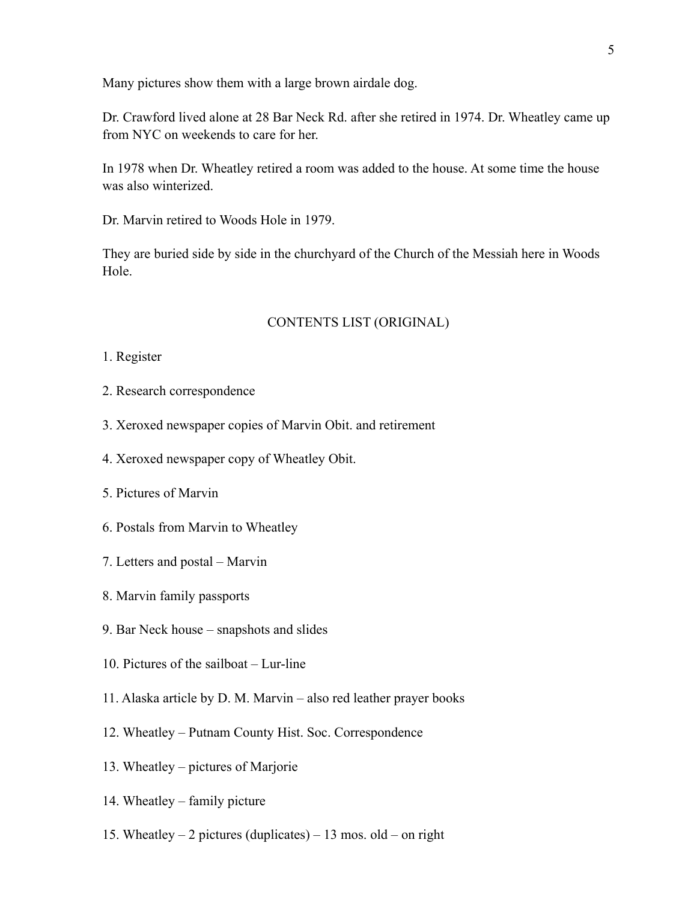Many pictures show them with a large brown airdale dog.

Dr. Crawford lived alone at 28 Bar Neck Rd. after she retired in 1974. Dr. Wheatley came up from NYC on weekends to care for her.

In 1978 when Dr. Wheatley retired a room was added to the house. At some time the house was also winterized.

Dr. Marvin retired to Woods Hole in 1979.

They are buried side by side in the churchyard of the Church of the Messiah here in Woods Hole.

## CONTENTS LIST (ORIGINAL)

1. Register
2. Research correspondence
3. Xeroxed newspaper copies of Marvin Obit. and retirement
4. Xeroxed newspaper copy of Wheatley Obit.
5. Pictures of Marvin
6. Postals from Marvin to Wheatley
7. Letters and postal – Marvin
8. Marvin family passports
9. Bar Neck house – snapshots and slides
10. Pictures of the sailboat – Lur-line
11. Alaska article by D. M. Marvin – also red leather prayer books
12. Wheatley – Putnam County Hist. Soc. Correspondence
13. Wheatley – pictures of Marjorie
14. Wheatley – family picture
15. Wheatley – 2 pictures (duplicates) – 13 mos. old – on right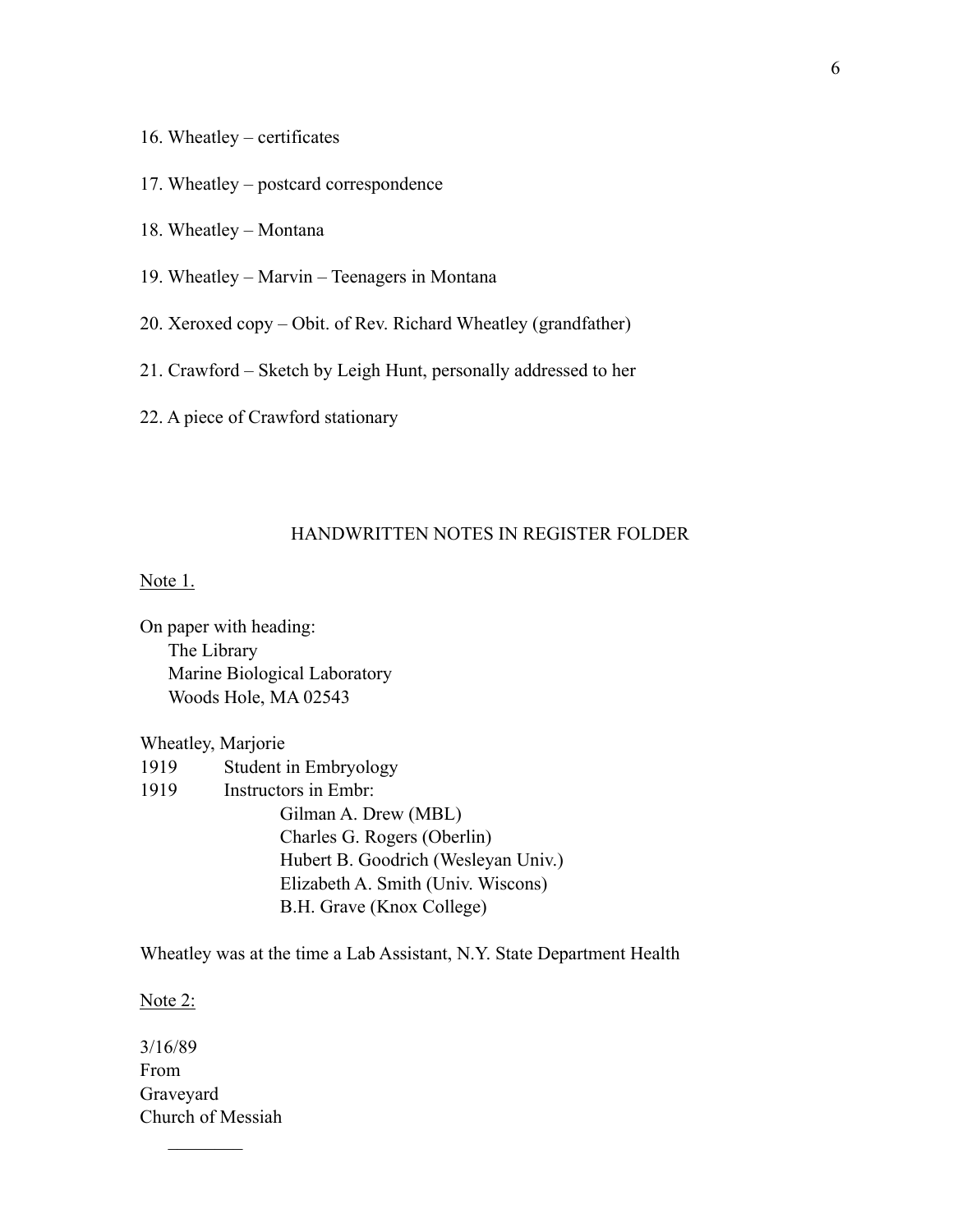16. Wheatley – certificates

17. Wheatley – postcard correspondence

18. Wheatley – Montana

19. Wheatley – Marvin – Teenagers in Montana

20. Xeroxed copy – Obit. of Rev. Richard Wheatley (grandfather)

21. Crawford – Sketch by Leigh Hunt, personally addressed to her

22. A piece of Crawford stationary

## HANDWRITTEN NOTES IN REGISTER FOLDER

<u>Note 1.</u>

On paper with heading:
The Library
Marine Biological Laboratory
Woods Hole, MA 02543

Wheatley, Marjorie
1919 Student in Embryology
1919 Instructors in Embr:
Gilman A. Drew (MBL)
Charles G. Rogers (Oberlin)
Hubert B. Goodrich (Wesleyan Univ.)
Elizabeth A. Smith (Univ. Wiscons)
B.H. Grave (Knox College)

Wheatley was at the time a Lab Assistant, N.Y. State Department Health

<u>Note 2:</u>

3/16/89
From
Graveyard
Church of Messiah

________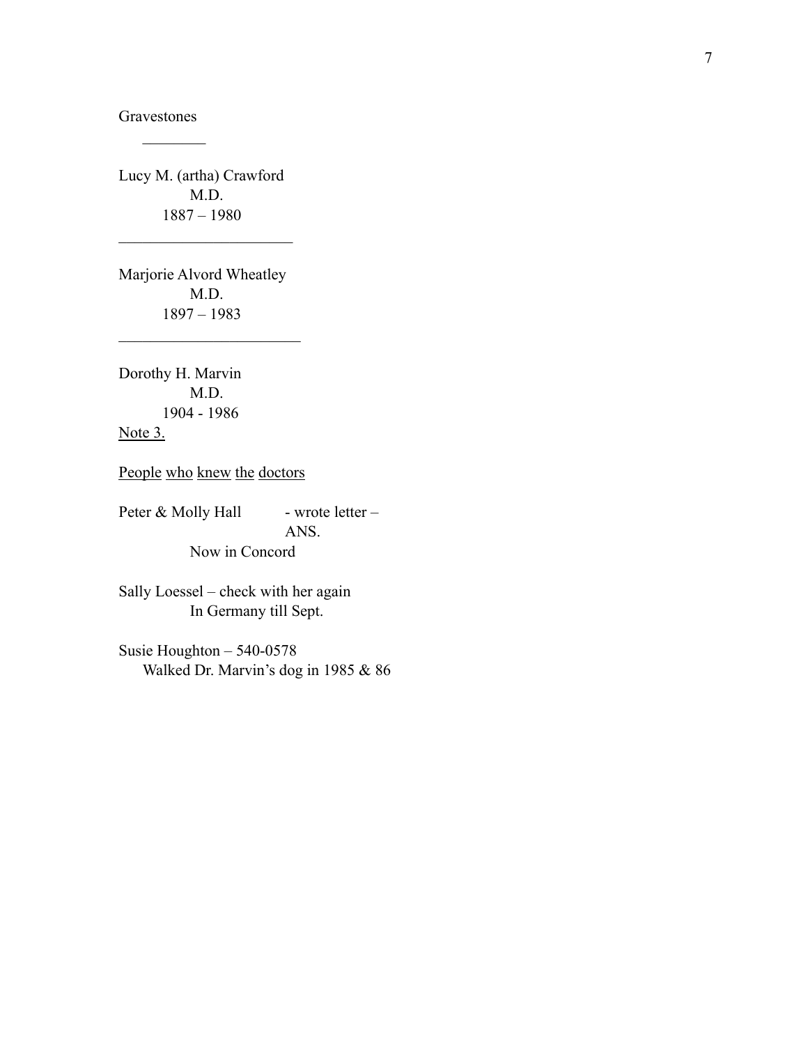Gravestones

---

Lucy M. (artha) Crawford
M.D.
1887 – 1980

---

Marjorie Alvord Wheatley
M.D.
1897 – 1983

---

Dorothy H. Marvin
M.D.
1904 - 1986
<u>Note 3.</u>

<u>People who knew the doctors</u>

Peter & Molly Hall - wrote letter – ANS.
Now in Concord

Sally Loessel – check with her again
In Germany till Sept.

Susie Houghton – 540-0578
Walked Dr. Marvin's dog in 1985 & 86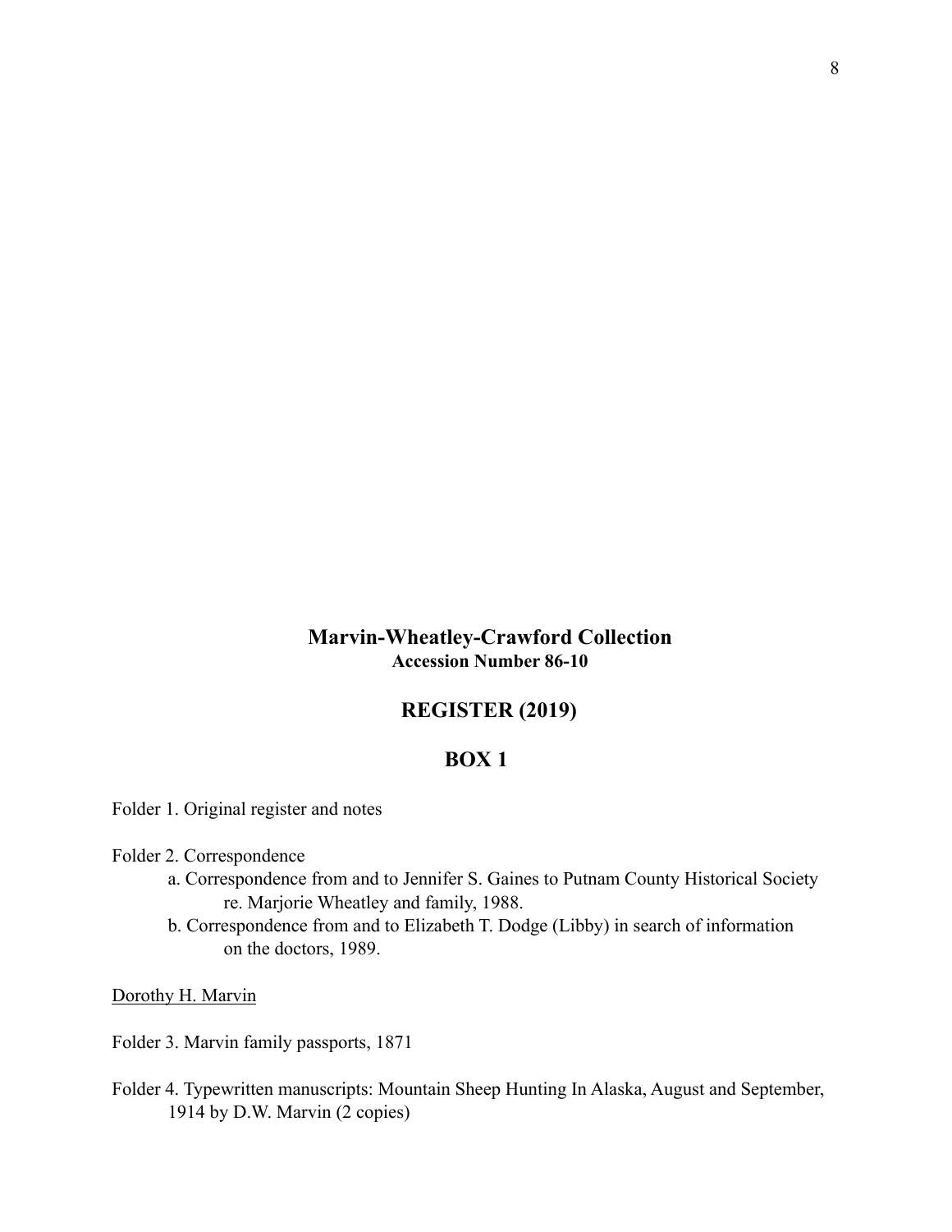## Marvin-Wheatley-Crawford Collection
**Accession Number 86-10**

## REGISTER (2019)

## BOX 1

Folder 1. Original register and notes

Folder 2. Correspondence
- a. Correspondence from and to Jennifer S. Gaines to Putnam County Historical Society re. Marjorie Wheatley and family, 1988.
- b. Correspondence from and to Elizabeth T. Dodge (Libby) in search of information on the doctors, 1989.

<u>Dorothy H. Marvin</u>

Folder 3. Marvin family passports, 1871

Folder 4. Typewritten manuscripts: Mountain Sheep Hunting In Alaska, August and September, 1914 by D.W. Marvin (2 copies)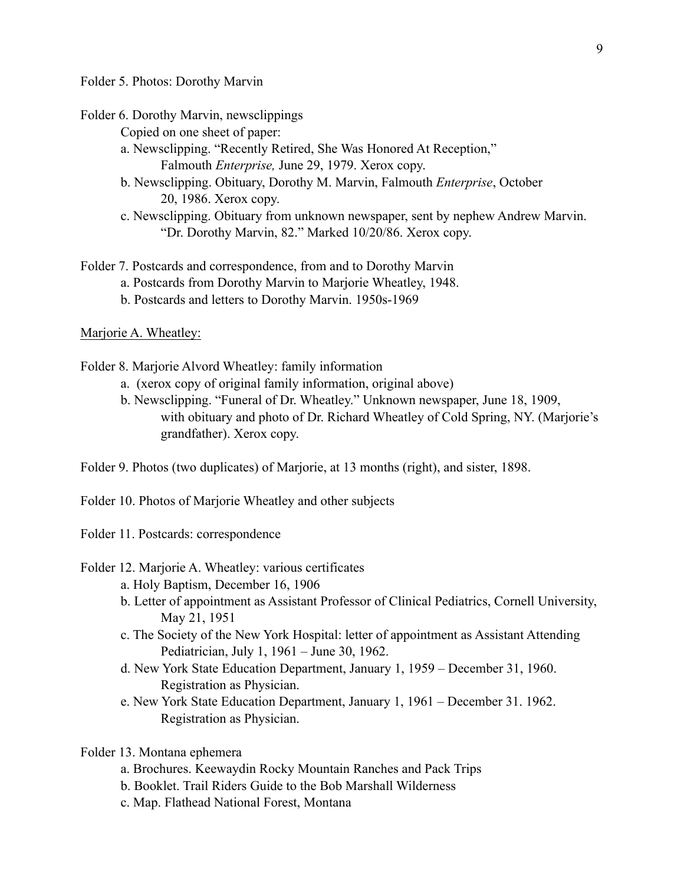Folder 5. Photos: Dorothy Marvin

Folder 6. Dorothy Marvin, newsclippings

Copied on one sheet of paper:

- a. Newsclipping. "Recently Retired, She Was Honored At Reception," Falmouth *Enterprise,* June 29, 1979. Xerox copy.
- b. Newsclipping. Obituary, Dorothy M. Marvin, Falmouth *Enterprise*, October 20, 1986. Xerox copy.
- c. Newsclipping. Obituary from unknown newspaper, sent by nephew Andrew Marvin. "Dr. Dorothy Marvin, 82." Marked 10/20/86. Xerox copy.

Folder 7. Postcards and correspondence, from and to Dorothy Marvin

- a. Postcards from Dorothy Marvin to Marjorie Wheatley, 1948.
- b. Postcards and letters to Dorothy Marvin. 1950s-1969

Marjorie A. Wheatley:

Folder 8. Marjorie Alvord Wheatley: family information

- a. (xerox copy of original family information, original above)
- b. Newsclipping. "Funeral of Dr. Wheatley." Unknown newspaper, June 18, 1909, with obituary and photo of Dr. Richard Wheatley of Cold Spring, NY. (Marjorie's grandfather). Xerox copy.

Folder 9. Photos (two duplicates) of Marjorie, at 13 months (right), and sister, 1898.

Folder 10. Photos of Marjorie Wheatley and other subjects

Folder 11. Postcards: correspondence

Folder 12. Marjorie A. Wheatley: various certificates

- a. Holy Baptism, December 16, 1906
- b. Letter of appointment as Assistant Professor of Clinical Pediatrics, Cornell University, May 21, 1951
- c. The Society of the New York Hospital: letter of appointment as Assistant Attending Pediatrician, July 1, 1961 – June 30, 1962.
- d. New York State Education Department, January 1, 1959 – December 31, 1960. Registration as Physician.
- e. New York State Education Department, January 1, 1961 – December 31. 1962. Registration as Physician.

Folder 13. Montana ephemera

- a. Brochures. Keewaydin Rocky Mountain Ranches and Pack Trips
- b. Booklet. Trail Riders Guide to the Bob Marshall Wilderness
- c. Map. Flathead National Forest, Montana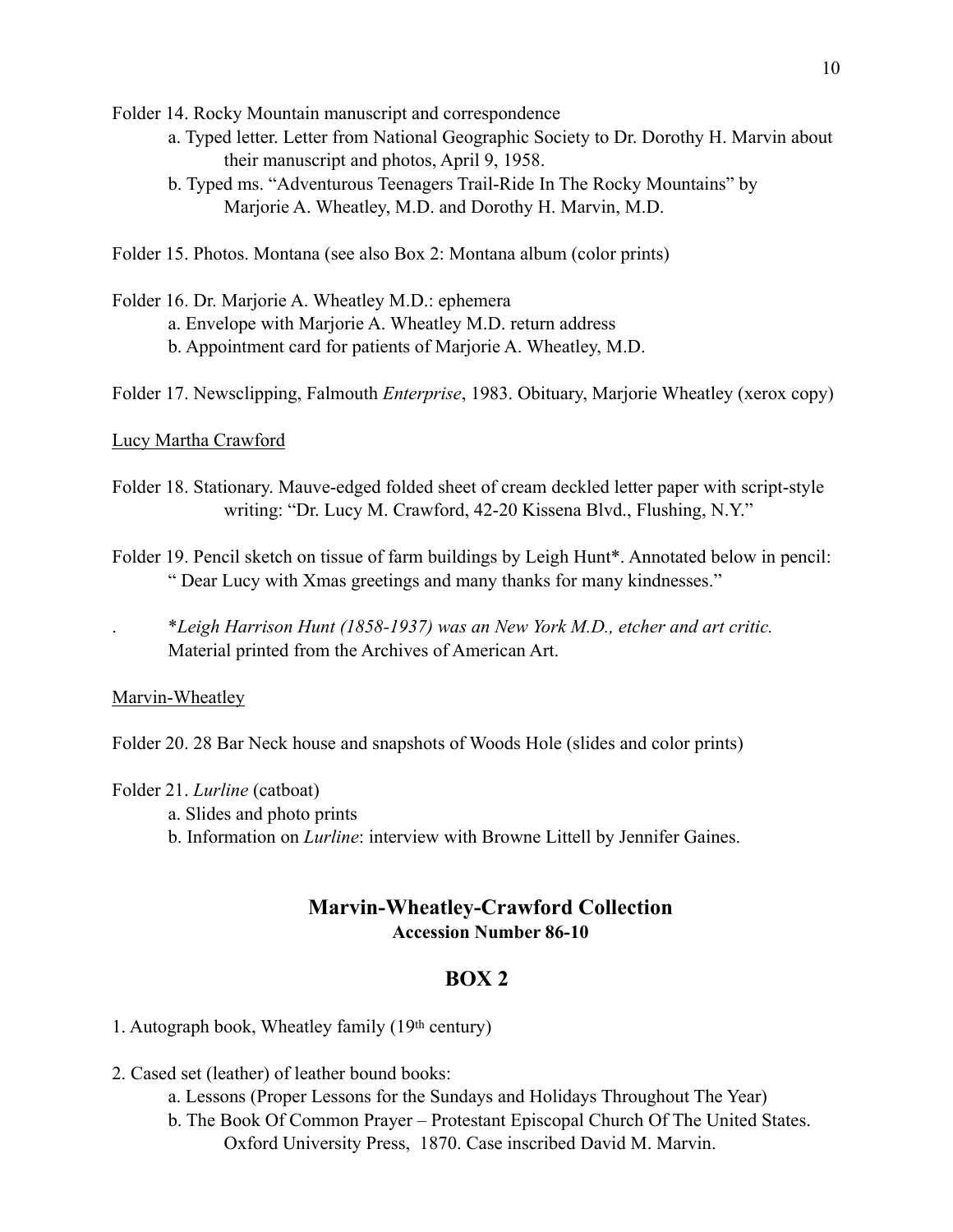Folder 14. Rocky Mountain manuscript and correspondence

- a. Typed letter. Letter from National Geographic Society to Dr. Dorothy H. Marvin about their manuscript and photos, April 9, 1958.
- b. Typed ms. "Adventurous Teenagers Trail-Ride In The Rocky Mountains" by Marjorie A. Wheatley, M.D. and Dorothy H. Marvin, M.D.

Folder 15. Photos. Montana (see also Box 2: Montana album (color prints)

Folder 16. Dr. Marjorie A. Wheatley M.D.: ephemera

- a. Envelope with Marjorie A. Wheatley M.D. return address
- b. Appointment card for patients of Marjorie A. Wheatley, M.D.

Folder 17. Newsclipping, Falmouth *Enterprise*, 1983. Obituary, Marjorie Wheatley (xerox copy)

<u>Lucy Martha Crawford</u>

Folder 18. Stationary. Mauve-edged folded sheet of cream deckled letter paper with script-style writing: "Dr. Lucy M. Crawford, 42-20 Kissena Blvd., Flushing, N.Y."

Folder 19. Pencil sketch on tissue of farm buildings by Leigh Hunt*. Annotated below in pencil: " Dear Lucy with Xmas greetings and many thanks for many kindnesses."

. *\*Leigh Harrison Hunt (1858-1937) was an New York M.D., etcher and art critic.* Material printed from the Archives of American Art.

<u>Marvin-Wheatley</u>

Folder 20. 28 Bar Neck house and snapshots of Woods Hole (slides and color prints)

Folder 21. *Lurline* (catboat)

- a. Slides and photo prints
- b. Information on *Lurline*: interview with Browne Littell by Jennifer Gaines.

## Marvin-Wheatley-Crawford Collection

### Accession Number 86-10

## BOX 2

1. Autograph book, Wheatley family (19th century)

2. Cased set (leather) of leather bound books:
   - a. Lessons (Proper Lessons for the Sundays and Holidays Throughout The Year)
   - b. The Book Of Common Prayer – Protestant Episcopal Church Of The United States. Oxford University Press, 1870. Case inscribed David M. Marvin.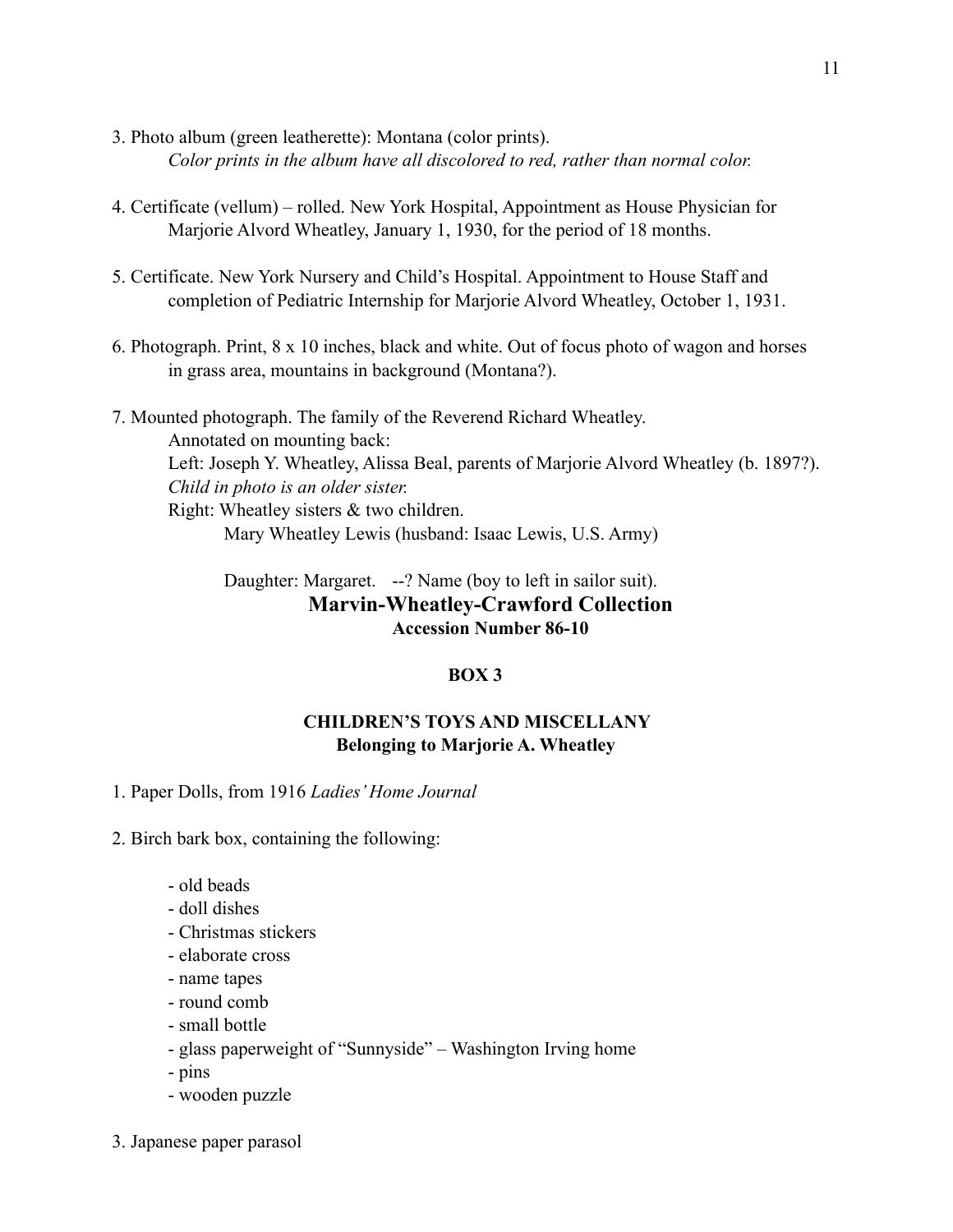3. Photo album (green leatherette): Montana (color prints).
   *Color prints in the album have all discolored to red, rather than normal color.*

4. Certificate (vellum) – rolled. New York Hospital, Appointment as House Physician for Marjorie Alvord Wheatley, January 1, 1930, for the period of 18 months.

5. Certificate. New York Nursery and Child's Hospital. Appointment to House Staff and completion of Pediatric Internship for Marjorie Alvord Wheatley, October 1, 1931.

6. Photograph. Print, 8 x 10 inches, black and white. Out of focus photo of wagon and horses in grass area, mountains in background (Montana?).

7. Mounted photograph. The family of the Reverend Richard Wheatley.
   Annotated on mounting back:
   Left: Joseph Y. Wheatley, Alissa Beal, parents of Marjorie Alvord Wheatley (b. 1897?).
   *Child in photo is an older sister.*
   Right: Wheatley sisters & two children.
   Mary Wheatley Lewis (husband: Isaac Lewis, U.S. Army)

   Daughter: Margaret. --? Name (boy to left in sailor suit).

## Marvin-Wheatley-Crawford Collection

**Accession Number 86-10**

**BOX 3**

**CHILDREN'S TOYS AND MISCELLANY**
**Belonging to Marjorie A. Wheatley**

1. Paper Dolls, from 1916 *Ladies' Home Journal*

2. Birch bark box, containing the following:

   - old beads
   - doll dishes
   - Christmas stickers
   - elaborate cross
   - name tapes
   - round comb
   - small bottle
   - glass paperweight of "Sunnyside" – Washington Irving home
   - pins
   - wooden puzzle

3. Japanese paper parasol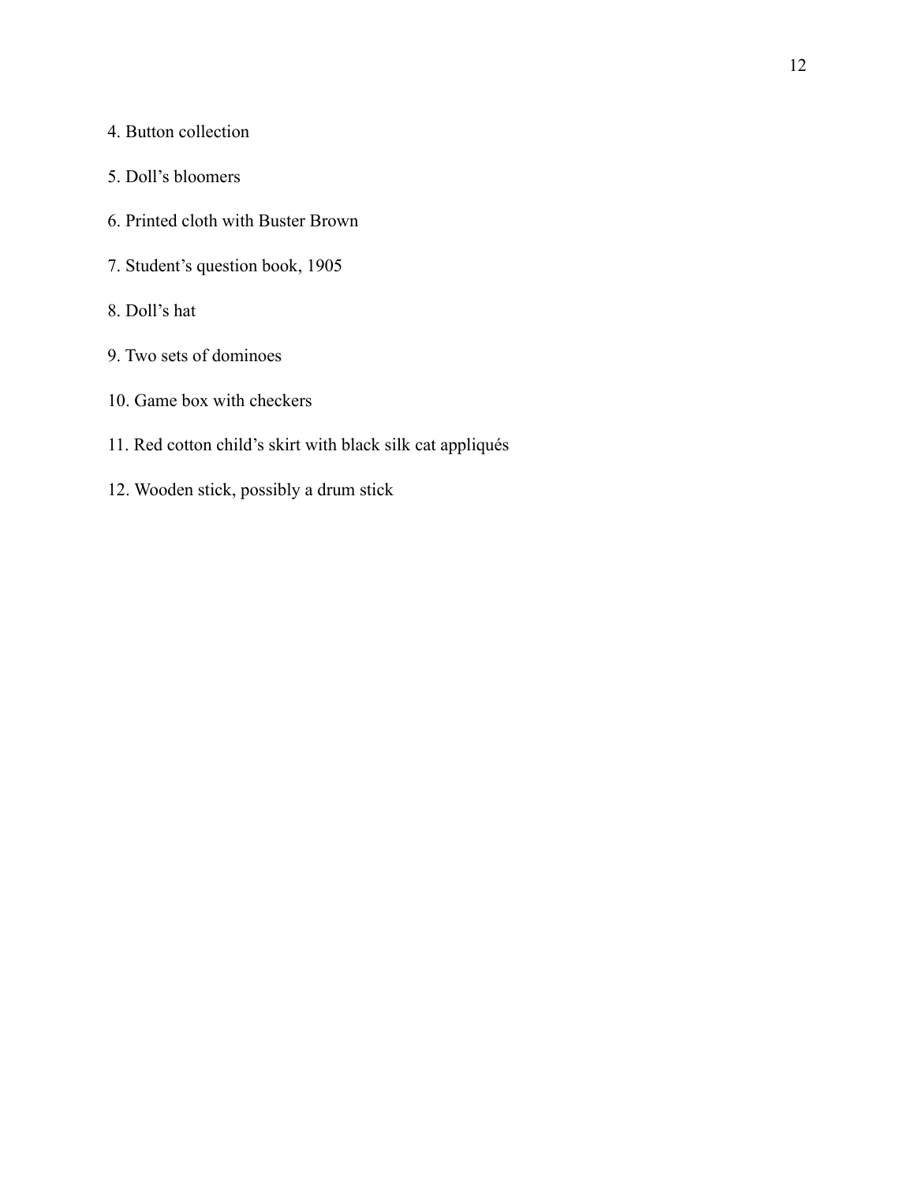4. Button collection

5. Doll’s bloomers

6. Printed cloth with Buster Brown

7. Student’s question book, 1905

8. Doll’s hat

9. Two sets of dominoes

10. Game box with checkers

11. Red cotton child’s skirt with black silk cat appliqués

12. Wooden stick, possibly a drum stick